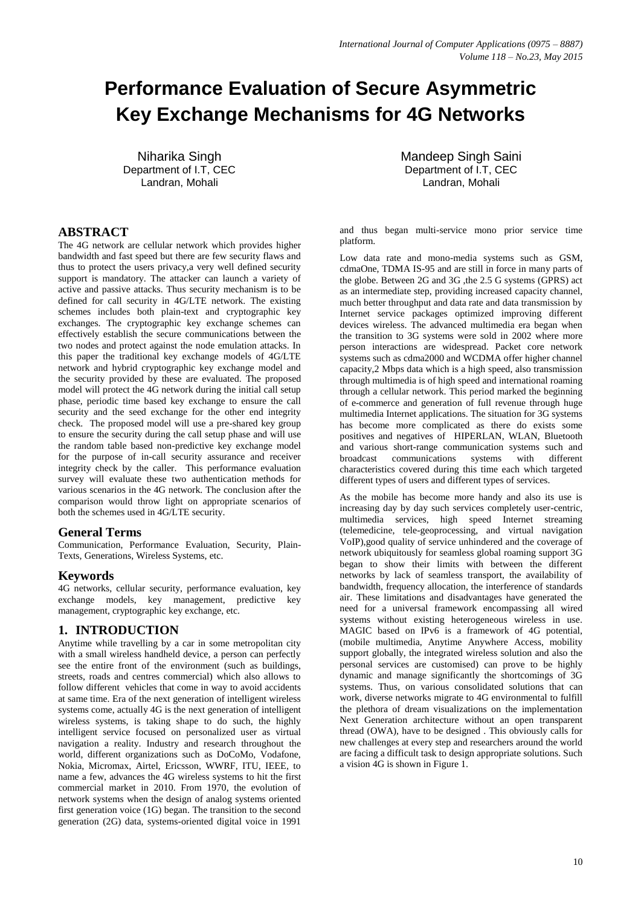# Performance Evaluation of Secure Asymmetric Key Exchange Mechanisms for 4G Networks

Niharika Singh
Department of I.T, CEC
Landran, Mohali

Mandeep Singh Saini
Department of I.T, CEC
Landran, Mohali

## ABSTRACT

The 4G network are cellular network which provides higher bandwidth and fast speed but there are few security flaws and thus to protect the users privacy,a very well defined security support is mandatory. The attacker can launch a variety of active and passive attacks. Thus security mechanism is to be defined for call security in 4G/LTE network. The existing schemes includes both plain-text and cryptographic key exchanges. The cryptographic key exchange schemes can effectively establish the secure communications between the two nodes and protect against the node emulation attacks. In this paper the traditional key exchange models of 4G/LTE network and hybrid cryptographic key exchange model and the security provided by these are evaluated. The proposed model will protect the 4G network during the initial call setup phase, periodic time based key exchange to ensure the call security and the seed exchange for the other end integrity check. The proposed model will use a pre-shared key group to ensure the security during the call setup phase and will use the random table based non-predictive key exchange model for the purpose of in-call security assurance and receiver integrity check by the caller. This performance evaluation survey will evaluate these two authentication methods for various scenarios in the 4G network. The conclusion after the comparison would throw light on appropriate scenarios of both the schemes used in 4G/LTE security.

### General Terms

Communication, Performance Evaluation, Security, Plain-Texts, Generations, Wireless Systems, etc.

### Keywords

4G networks, cellular security, performance evaluation, key exchange models, key management, predictive key management, cryptographic key exchange, etc.

## 1. INTRODUCTION

Anytime while travelling by a car in some metropolitan city with a small wireless handheld device, a person can perfectly see the entire front of the environment (such as buildings, streets, roads and centres commercial) which also allows to follow different vehicles that come in way to avoid accidents at same time. Era of the next generation of intelligent wireless systems come, actually 4G is the next generation of intelligent wireless systems, is taking shape to do such, the highly intelligent service focused on personalized user as virtual navigation a reality. Industry and research throughout the world, different organizations such as DoCoMo, Vodafone, Nokia, Micromax, Airtel, Ericsson, WWRF, ITU, IEEE, to name a few, advances the 4G wireless systems to hit the first commercial market in 2010. From 1970, the evolution of network systems when the design of analog systems oriented first generation voice (1G) began. The transition to the second generation (2G) data, systems-oriented digital voice in 1991 and thus began multi-service mono prior service time platform.

Low data rate and mono-media systems such as GSM, cdmaOne, TDMA IS-95 and are still in force in many parts of the globe. Between 2G and 3G ,the 2.5 G systems (GPRS) act as an intermediate step, providing increased capacity channel, much better throughput and data rate and data transmission by Internet service packages optimized improving different devices wireless. The advanced multimedia era began when the transition to 3G systems were sold in 2002 where more person interactions are widespread. Packet core network systems such as cdma2000 and WCDMA offer higher channel capacity,2 Mbps data which is a high speed, also transmission through multimedia is of high speed and international roaming through a cellular network. This period marked the beginning of e-commerce and generation of full revenue through huge multimedia Internet applications. The situation for 3G systems has become more complicated as there do exists some positives and negatives of HIPERLAN, WLAN, Bluetooth and various short-range communication systems such and broadcast communications systems with different characteristics covered during this time each which targeted different types of users and different types of services.

As the mobile has become more handy and also its use is increasing day by day such services completely user-centric, multimedia services, high speed Internet streaming (telemedicine, tele-geoprocessing, and virtual navigation VoIP),good quality of service unhindered and the coverage of network ubiquitously for seamless global roaming support 3G began to show their limits with between the different networks by lack of seamless transport, the availability of bandwidth, frequency allocation, the interference of standards air. These limitations and disadvantages have generated the need for a universal framework encompassing all wired systems without existing heterogeneous wireless in use. MAGIC based on IPv6 is a framework of 4G potential, (mobile multimedia, Anytime Anywhere Access, mobility support globally, the integrated wireless solution and also the personal services are customised) can prove to be highly dynamic and manage significantly the shortcomings of 3G systems. Thus, on various consolidated solutions that can work, diverse networks migrate to 4G environmental to fulfill the plethora of dream visualizations on the implementation Next Generation architecture without an open transparent thread (OWA), have to be designed . This obviously calls for new challenges at every step and researchers around the world are facing a difficult task to design appropriate solutions. Such a vision 4G is shown in Figure 1.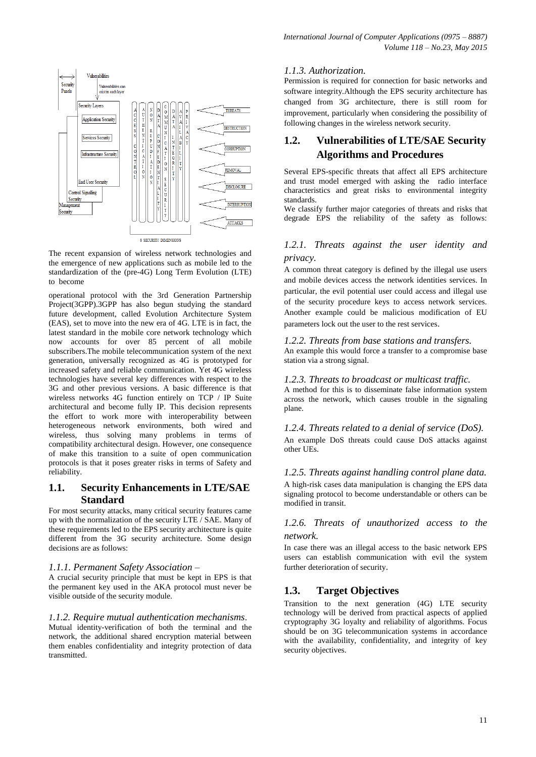The recent expansion of wireless network technologies and the emergence of new applications such as mobile led to the standardization of the (pre-4G) Long Term Evolution (LTE) to become

operational protocol with the 3rd Generation Partnership Project(3GPP).3GPP has also begun studying the standard future development, called Evolution Architecture System (EAS), set to move into the new era of 4G. LTE is in fact, the latest standard in the mobile core network technology which now accounts for over 85 percent of all mobile subscribers.The mobile telecommunication system of the next generation, universally recognized as 4G is prototyped for increased safety and reliable communication. Yet 4G wireless technologies have several key differences with respect to the 3G and other previous versions. A basic difference is that wireless networks 4G function entirely on TCP / IP Suite architectural and become fully IP. This decision represents the effort to work more with interoperability between heterogeneous network environments, both wired and wireless, thus solving many problems in terms of compatibility architectural design. However, one consequence of make this transition to a suite of open communication protocols is that it poses greater risks in terms of Safety and reliability.

## 1.1. Security Enhancements in LTE/SAE Standard

For most security attacks, many critical security features came up with the normalization of the security LTE / SAE. Many of these requirements led to the EPS security architecture is quite different from the 3G security architecture. Some design decisions are as follows:

### *1.1.1. Permanent Safety Association –*

A crucial security principle that must be kept in EPS is that the permanent key used in the AKA protocol must never be visible outside of the security module.

### *1.1.2. Require mutual authentication mechanisms.*

Mutual identity-verification of both the terminal and the network, the additional shared encryption material between them enables confidentiality and integrity protection of data transmitted.

### *1.1.3. Authorization.*

Permission is required for connection for basic networks and software integrity.Although the EPS security architecture has changed from 3G architecture, there is still room for improvement, particularly when considering the possibility of following changes in the wireless network security.

## 1.2. Vulnerabilities of LTE/SAE Security Algorithms and Procedures

Several EPS-specific threats that affect all EPS architecture and trust model emerged with asking the radio interface characteristics and great risks to environmental integrity standards.

We classify further major categories of threats and risks that degrade EPS the reliability of the safety as follows:

### *1.2.1. Threats against the user identity and privacy.*

A common threat category is defined by the illegal use users and mobile devices access the network identities services. In particular, the evil potential user could access and illegal use of the security procedure keys to access network services. Another example could be malicious modification of EU parameters lock out the user to the rest services.

### *1.2.2. Threats from base stations and transfers.*

An example this would force a transfer to a compromise base station via a strong signal.

### *1.2.3. Threats to broadcast or multicast traffic.*

A method for this is to disseminate false information system across the network, which causes trouble in the signaling plane.

### *1.2.4. Threats related to a denial of service (DoS).*

An example DoS threats could cause DoS attacks against other UEs.

### *1.2.5. Threats against handling control plane data.*

A high-risk cases data manipulation is changing the EPS data signaling protocol to become understandable or others can be modified in transit.

### *1.2.6. Threats of unauthorized access to the network.*

In case there was an illegal access to the basic network EPS users can establish communication with evil the system further deterioration of security.

## 1.3. Target Objectives

Transition to the next generation (4G) LTE security technology will be derived from practical aspects of applied cryptography 3G loyalty and reliability of algorithms. Focus should be on 3G telecommunication systems in accordance with the availability, confidentiality, and integrity of key security objectives.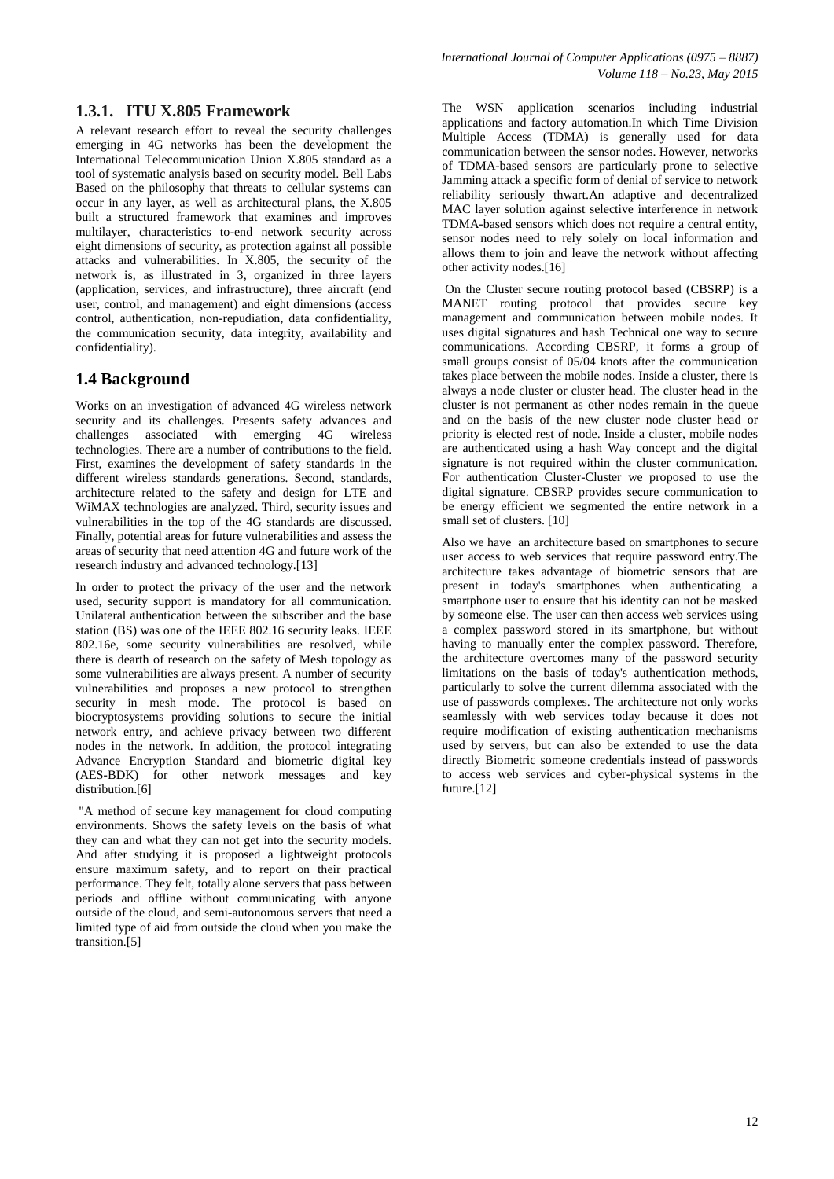### 1.3.1. ITU X.805 Framework

A relevant research effort to reveal the security challenges emerging in 4G networks has been the development the International Telecommunication Union X.805 standard as a tool of systematic analysis based on security model. Bell Labs Based on the philosophy that threats to cellular systems can occur in any layer, as well as architectural plans, the X.805 built a structured framework that examines and improves multilayer, characteristics to-end network security across eight dimensions of security, as protection against all possible attacks and vulnerabilities. In X.805, the security of the network is, as illustrated in 3, organized in three layers (application, services, and infrastructure), three aircraft (end user, control, and management) and eight dimensions (access control, authentication, non-repudiation, data confidentiality, the communication security, data integrity, availability and confidentiality).

## 1.4 Background

Works on an investigation of advanced 4G wireless network security and its challenges. Presents safety advances and challenges associated with emerging 4G wireless technologies. There are a number of contributions to the field. First, examines the development of safety standards in the different wireless standards generations. Second, standards, architecture related to the safety and design for LTE and WiMAX technologies are analyzed. Third, security issues and vulnerabilities in the top of the 4G standards are discussed. Finally, potential areas for future vulnerabilities and assess the areas of security that need attention 4G and future work of the research industry and advanced technology.[13]

In order to protect the privacy of the user and the network used, security support is mandatory for all communication. Unilateral authentication between the subscriber and the base station (BS) was one of the IEEE 802.16 security leaks. IEEE 802.16e, some security vulnerabilities are resolved, while there is dearth of research on the safety of Mesh topology as some vulnerabilities are always present. A number of security vulnerabilities and proposes a new protocol to strengthen security in mesh mode. The protocol is based on biocryptosystems providing solutions to secure the initial network entry, and achieve privacy between two different nodes in the network. In addition, the protocol integrating Advance Encryption Standard and biometric digital key (AES-BDK) for other network messages and key distribution.[6]

"A method of secure key management for cloud computing environments. Shows the safety levels on the basis of what they can and what they can not get into the security models. And after studying it is proposed a lightweight protocols ensure maximum safety, and to report on their practical performance. They felt, totally alone servers that pass between periods and offline without communicating with anyone outside of the cloud, and semi-autonomous servers that need a limited type of aid from outside the cloud when you make the transition.[5]

The WSN application scenarios including industrial applications and factory automation.In which Time Division Multiple Access (TDMA) is generally used for data communication between the sensor nodes. However, networks of TDMA-based sensors are particularly prone to selective Jamming attack a specific form of denial of service to network reliability seriously thwart.An adaptive and decentralized MAC layer solution against selective interference in network TDMA-based sensors which does not require a central entity, sensor nodes need to rely solely on local information and allows them to join and leave the network without affecting other activity nodes.[16]

On the Cluster secure routing protocol based (CBSRP) is a MANET routing protocol that provides secure key management and communication between mobile nodes. It uses digital signatures and hash Technical one way to secure communications. According CBSRP, it forms a group of small groups consist of 05/04 knots after the communication takes place between the mobile nodes. Inside a cluster, there is always a node cluster or cluster head. The cluster head in the cluster is not permanent as other nodes remain in the queue and on the basis of the new cluster node cluster head or priority is elected rest of node. Inside a cluster, mobile nodes are authenticated using a hash Way concept and the digital signature is not required within the cluster communication. For authentication Cluster-Cluster we proposed to use the digital signature. CBSRP provides secure communication to be energy efficient we segmented the entire network in a small set of clusters. [10]

Also we have an architecture based on smartphones to secure user access to web services that require password entry.The architecture takes advantage of biometric sensors that are present in today's smartphones when authenticating a smartphone user to ensure that his identity can not be masked by someone else. The user can then access web services using a complex password stored in its smartphone, but without having to manually enter the complex password. Therefore, the architecture overcomes many of the password security limitations on the basis of today's authentication methods, particularly to solve the current dilemma associated with the use of passwords complexes. The architecture not only works seamlessly with web services today because it does not require modification of existing authentication mechanisms used by servers, but can also be extended to use the data directly Biometric someone credentials instead of passwords to access web services and cyber-physical systems in the future.[12]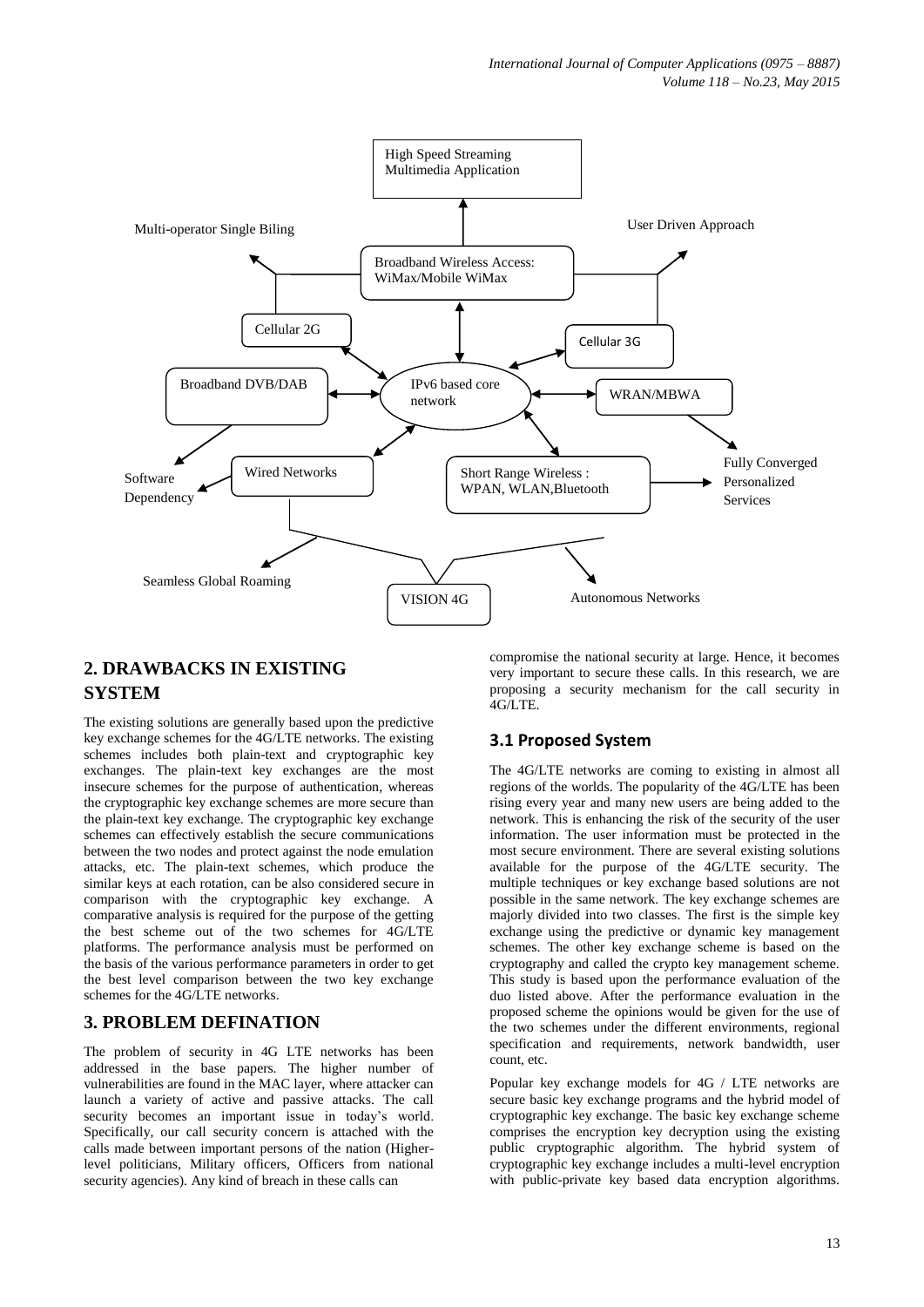High Speed Streaming Multimedia Application

Multi-operator Single Biling

User Driven Approach

Broadband Wireless Access: WiMax/Mobile WiMax

Cellular 2G

Cellular 3G

Broadband DVB/DAB

IPv6 based core network

WRAN/MBWA

Wired Networks

Short Range Wireless : WPAN, WLAN,Bluetooth

Software Dependency

Fully Converged Personalized Services

Seamless Global Roaming

VISION 4G

Autonomous Networks

## 2. DRAWBACKS IN EXISTING SYSTEM

The existing solutions are generally based upon the predictive key exchange schemes for the 4G/LTE networks. The existing schemes includes both plain-text and cryptographic key exchanges. The plain-text key exchanges are the most insecure schemes for the purpose of authentication, whereas the cryptographic key exchange schemes are more secure than the plain-text key exchange. The cryptographic key exchange schemes can effectively establish the secure communications between the two nodes and protect against the node emulation attacks, etc. The plain-text schemes, which produce the similar keys at each rotation, can be also considered secure in comparison with the cryptographic key exchange. A comparative analysis is required for the purpose of the getting the best scheme out of the two schemes for 4G/LTE platforms. The performance analysis must be performed on the basis of the various performance parameters in order to get the best level comparison between the two key exchange schemes for the 4G/LTE networks.

## 3. PROBLEM DEFINATION

The problem of security in 4G LTE networks has been addressed in the base papers. The higher number of vulnerabilities are found in the MAC layer, where attacker can launch a variety of active and passive attacks. The call security becomes an important issue in today's world. Specifically, our call security concern is attached with the calls made between important persons of the nation (Higher-level politicians, Military officers, Officers from national security agencies). Any kind of breach in these calls can compromise the national security at large. Hence, it becomes very important to secure these calls. In this research, we are proposing a security mechanism for the call security in 4G/LTE.

### 3.1 Proposed System

The 4G/LTE networks are coming to existing in almost all regions of the worlds. The popularity of the 4G/LTE has been rising every year and many new users are being added to the network. This is enhancing the risk of the security of the user information. The user information must be protected in the most secure environment. There are several existing solutions available for the purpose of the 4G/LTE security. The multiple techniques or key exchange based solutions are not possible in the same network. The key exchange schemes are majorly divided into two classes. The first is the simple key exchange using the predictive or dynamic key management schemes. The other key exchange scheme is based on the cryptography and called the crypto key management scheme. This study is based upon the performance evaluation of the duo listed above. After the performance evaluation in the proposed scheme the opinions would be given for the use of the two schemes under the different environments, regional specification and requirements, network bandwidth, user count, etc.

Popular key exchange models for 4G / LTE networks are secure basic key exchange programs and the hybrid model of cryptographic key exchange. The basic key exchange scheme comprises the encryption key decryption using the existing public cryptographic algorithm. The hybrid system of cryptographic key exchange includes a multi-level encryption with public-private key based data encryption algorithms.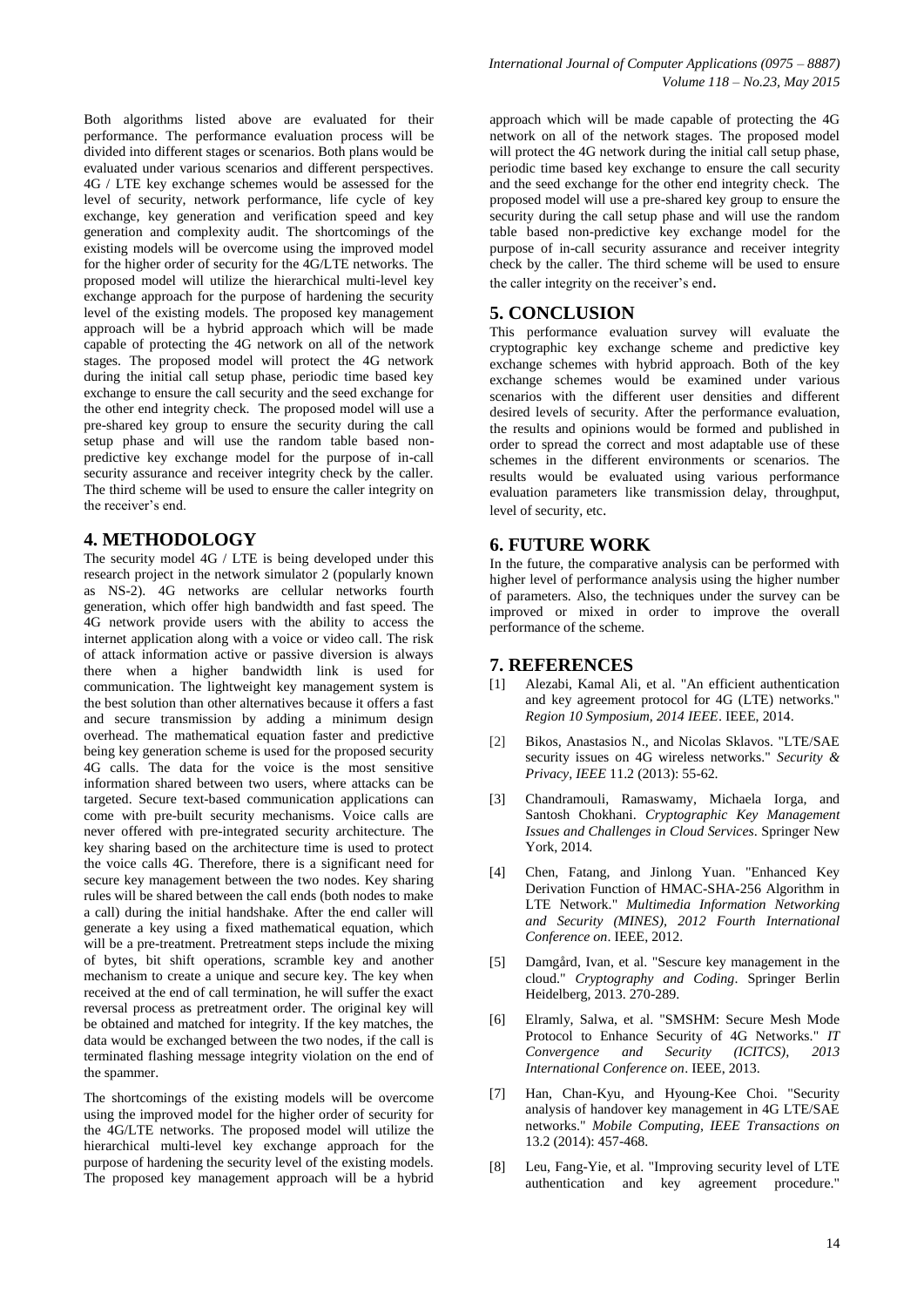Both algorithms listed above are evaluated for their performance. The performance evaluation process will be divided into different stages or scenarios. Both plans would be evaluated under various scenarios and different perspectives. 4G / LTE key exchange schemes would be assessed for the level of security, network performance, life cycle of key exchange, key generation and verification speed and key generation and complexity audit. The shortcomings of the existing models will be overcome using the improved model for the higher order of security for the 4G/LTE networks. The proposed model will utilize the hierarchical multi-level key exchange approach for the purpose of hardening the security level of the existing models. The proposed key management approach will be a hybrid approach which will be made capable of protecting the 4G network on all of the network stages. The proposed model will protect the 4G network during the initial call setup phase, periodic time based key exchange to ensure the call security and the seed exchange for the other end integrity check. The proposed model will use a pre-shared key group to ensure the security during the call setup phase and will use the random table based non-predictive key exchange model for the purpose of in-call security assurance and receiver integrity check by the caller. The third scheme will be used to ensure the caller integrity on the receiver's end.

## 4. METHODOLOGY

The security model 4G / LTE is being developed under this research project in the network simulator 2 (popularly known as NS-2). 4G networks are cellular networks fourth generation, which offer high bandwidth and fast speed. The 4G network provide users with the ability to access the internet application along with a voice or video call. The risk of attack information active or passive diversion is always there when a higher bandwidth link is used for communication. The lightweight key management system is the best solution than other alternatives because it offers a fast and secure transmission by adding a minimum design overhead. The mathematical equation faster and predictive being key generation scheme is used for the proposed security 4G calls. The data for the voice is the most sensitive information shared between two users, where attacks can be targeted. Secure text-based communication applications can come with pre-built security mechanisms. Voice calls are never offered with pre-integrated security architecture. The key sharing based on the architecture time is used to protect the voice calls 4G. Therefore, there is a significant need for secure key management between the two nodes. Key sharing rules will be shared between the call ends (both nodes to make a call) during the initial handshake. After the end caller will generate a key using a fixed mathematical equation, which will be a pre-treatment. Pretreatment steps include the mixing of bytes, bit shift operations, scramble key and another mechanism to create a unique and secure key. The key when received at the end of call termination, he will suffer the exact reversal process as pretreatment order. The original key will be obtained and matched for integrity. If the key matches, the data would be exchanged between the two nodes, if the call is terminated flashing message integrity violation on the end of the spammer.

The shortcomings of the existing models will be overcome using the improved model for the higher order of security for the 4G/LTE networks. The proposed model will utilize the hierarchical multi-level key exchange approach for the purpose of hardening the security level of the existing models. The proposed key management approach will be a hybrid approach which will be made capable of protecting the 4G network on all of the network stages. The proposed model will protect the 4G network during the initial call setup phase, periodic time based key exchange to ensure the call security and the seed exchange for the other end integrity check. The proposed model will use a pre-shared key group to ensure the security during the call setup phase and will use the random table based non-predictive key exchange model for the purpose of in-call security assurance and receiver integrity check by the caller. The third scheme will be used to ensure the caller integrity on the receiver's end.

## 5. CONCLUSION

This performance evaluation survey will evaluate the cryptographic key exchange scheme and predictive key exchange schemes with hybrid approach. Both of the key exchange schemes would be examined under various scenarios with the different user densities and different desired levels of security. After the performance evaluation, the results and opinions would be formed and published in order to spread the correct and most adaptable use of these schemes in the different environments or scenarios. The results would be evaluated using various performance evaluation parameters like transmission delay, throughput, level of security, etc.

## 6. FUTURE WORK

In the future, the comparative analysis can be performed with higher level of performance analysis using the higher number of parameters. Also, the techniques under the survey can be improved or mixed in order to improve the overall performance of the scheme.

## 7. REFERENCES

[1] Alezabi, Kamal Ali, et al. "An efficient authentication and key agreement protocol for 4G (LTE) networks." *Region 10 Symposium, 2014 IEEE*. IEEE, 2014.

[2] Bikos, Anastasios N., and Nicolas Sklavos. "LTE/SAE security issues on 4G wireless networks." *Security & Privacy, IEEE* 11.2 (2013): 55-62.

[3] Chandramouli, Ramaswamy, Michaela Iorga, and Santosh Chokhani. *Cryptographic Key Management Issues and Challenges in Cloud Services*. Springer New York, 2014.

[4] Chen, Fatang, and Jinlong Yuan. "Enhanced Key Derivation Function of HMAC-SHA-256 Algorithm in LTE Network." *Multimedia Information Networking and Security (MINES), 2012 Fourth International Conference on*. IEEE, 2012.

[5] Damgård, Ivan, et al. "Sescure key management in the cloud." *Cryptography and Coding*. Springer Berlin Heidelberg, 2013. 270-289.

[6] Elramly, Salwa, et al. "SMSHM: Secure Mesh Mode Protocol to Enhance Security of 4G Networks." *IT Convergence and Security (ICITCS), 2013 International Conference on*. IEEE, 2013.

[7] Han, Chan-Kyu, and Hyoung-Kee Choi. "Security analysis of handover key management in 4G LTE/SAE networks." *Mobile Computing, IEEE Transactions on* 13.2 (2014): 457-468.

[8] Leu, Fang-Yie, et al. "Improving security level of LTE authentication and key agreement procedure."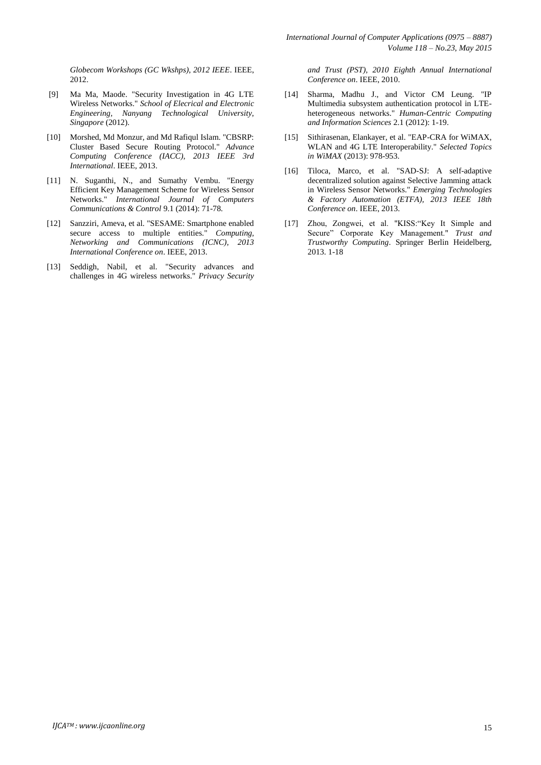*Globecom Workshops (GC Wkshps), 2012 IEEE*. IEEE, 2012.

[9] Ma Ma, Maode. "Security Investigation in 4G LTE Wireless Networks." *School of Elecrical and Electronic Engineering, Nanyang Technological University, Singapore* (2012).

[10] Morshed, Md Monzur, and Md Rafiqul Islam. "CBSRP: Cluster Based Secure Routing Protocol." *Advance Computing Conference (IACC), 2013 IEEE 3rd International*. IEEE, 2013.

[11] N. Suganthi, N., and Sumathy Vembu. "Energy Efficient Key Management Scheme for Wireless Sensor Networks." *International Journal of Computers Communications & Control* 9.1 (2014): 71-78.

[12] Sanzziri, Ameva, et al. "SESAME: Smartphone enabled secure access to multiple entities." *Computing, Networking and Communications (ICNC), 2013 International Conference on*. IEEE, 2013.

[13] Seddigh, Nabil, et al. "Security advances and challenges in 4G wireless networks." *Privacy Security and Trust (PST), 2010 Eighth Annual International Conference on*. IEEE, 2010.

[14] Sharma, Madhu J., and Victor CM Leung. "IP Multimedia subsystem authentication protocol in LTE-heterogeneous networks." *Human-Centric Computing and Information Sciences* 2.1 (2012): 1-19.

[15] Sithirasenan, Elankayer, et al. "EAP-CRA for WiMAX, WLAN and 4G LTE Interoperability." *Selected Topics in WiMAX* (2013): 978-953.

[16] Tiloca, Marco, et al. "SAD-SJ: A self-adaptive decentralized solution against Selective Jamming attack in Wireless Sensor Networks." *Emerging Technologies & Factory Automation (ETFA), 2013 IEEE 18th Conference on*. IEEE, 2013.

[17] Zhou, Zongwei, et al. "KISS:“Key It Simple and Secure” Corporate Key Management." *Trust and Trustworthy Computing*. Springer Berlin Heidelberg, 2013. 1-18